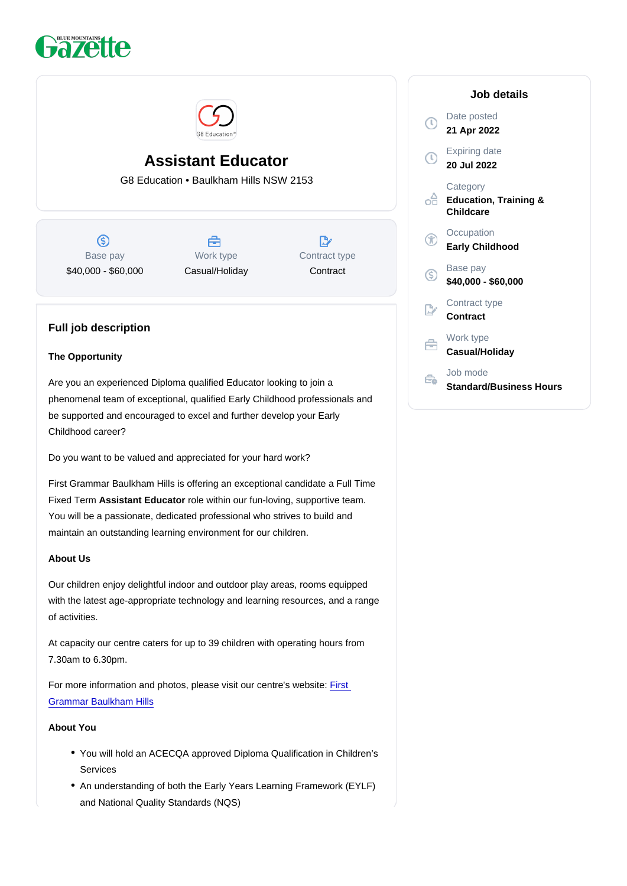Blue Mountains Gazette

# Assistant Educator

G8 Education • Baulkham Hills NSW 2153

| Base pay | Work type | Contract type |
| --- | --- | --- |
| $40,000 - $60,000 | Casual/Holiday | Contract |

## Job details

Date posted
**21 Apr 2022**

Expiring date
**20 Jul 2022**

Category
**Education, Training & Childcare**

Occupation
**Early Childhood**

Base pay
**$40,000 - $60,000**

Contract type
**Contract**

Work type
**Casual/Holiday**

Job mode
**Standard/Business Hours**

## Full job description

**The Opportunity**

Are you an experienced Diploma qualified Educator looking to join a phenomenal team of exceptional, qualified Early Childhood professionals and be supported and encouraged to excel and further develop your Early Childhood career?

Do you want to be valued and appreciated for your hard work?

First Grammar Baulkham Hills is offering an exceptional candidate a Full Time Fixed Term **Assistant Educator** role within our fun-loving, supportive team. You will be a passionate, dedicated professional who strives to build and maintain an outstanding learning environment for our children.

**About Us**

Our children enjoy delightful indoor and outdoor play areas, rooms equipped with the latest age-appropriate technology and learning resources, and a range of activities.

At capacity our centre caters for up to 39 children with operating hours from 7.30am to 6.30pm.

For more information and photos, please visit our centre's website: First Grammar Baulkham Hills

**About You**

- You will hold an ACECQA approved Diploma Qualification in Children's Services
- An understanding of both the Early Years Learning Framework (EYLF) and National Quality Standards (NQS)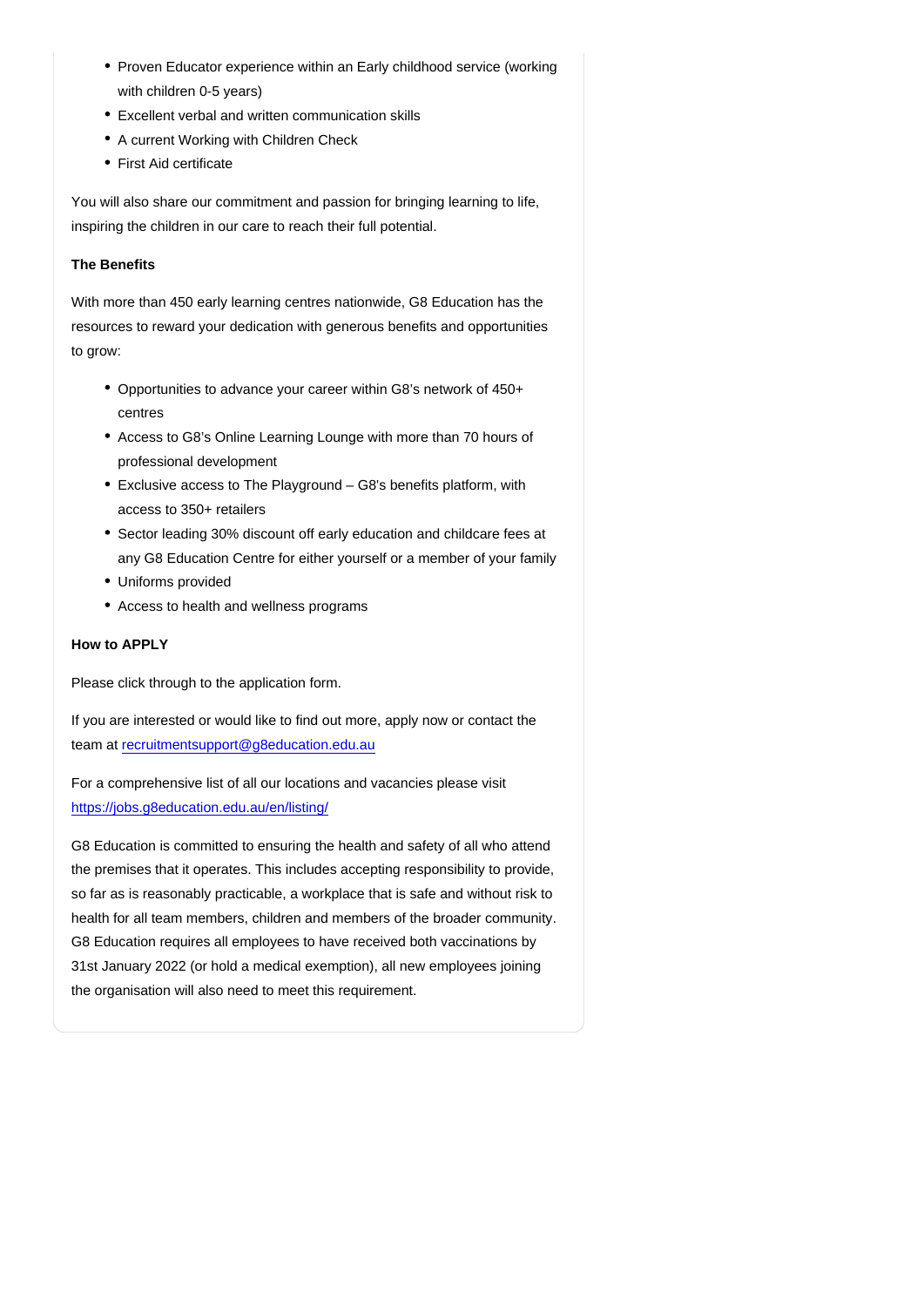- Proven Educator experience within an Early childhood service (working with children 0-5 years)
- Excellent verbal and written communication skills
- A current Working with Children Check
- First Aid certificate

You will also share our commitment and passion for bringing learning to life, inspiring the children in our care to reach their full potential.

**The Benefits**

With more than 450 early learning centres nationwide, G8 Education has the resources to reward your dedication with generous benefits and opportunities to grow:

- Opportunities to advance your career within G8's network of 450+ centres
- Access to G8's Online Learning Lounge with more than 70 hours of professional development
- Exclusive access to The Playground – G8's benefits platform, with access to 350+ retailers
- Sector leading 30% discount off early education and childcare fees at any G8 Education Centre for either yourself or a member of your family
- Uniforms provided
- Access to health and wellness programs

**How to APPLY**

Please click through to the application form.

If you are interested or would like to find out more, apply now or contact the team at [recruitmentsupport@g8education.edu.au](mailto:recruitmentsupport@g8education.edu.au)

For a comprehensive list of all our locations and vacancies please visit [https://jobs.g8education.edu.au/en/listing/](https://jobs.g8education.edu.au/en/listing/)

G8 Education is committed to ensuring the health and safety of all who attend the premises that it operates. This includes accepting responsibility to provide, so far as is reasonably practicable, a workplace that is safe and without risk to health for all team members, children and members of the broader community. G8 Education requires all employees to have received both vaccinations by 31st January 2022 (or hold a medical exemption), all new employees joining the organisation will also need to meet this requirement.